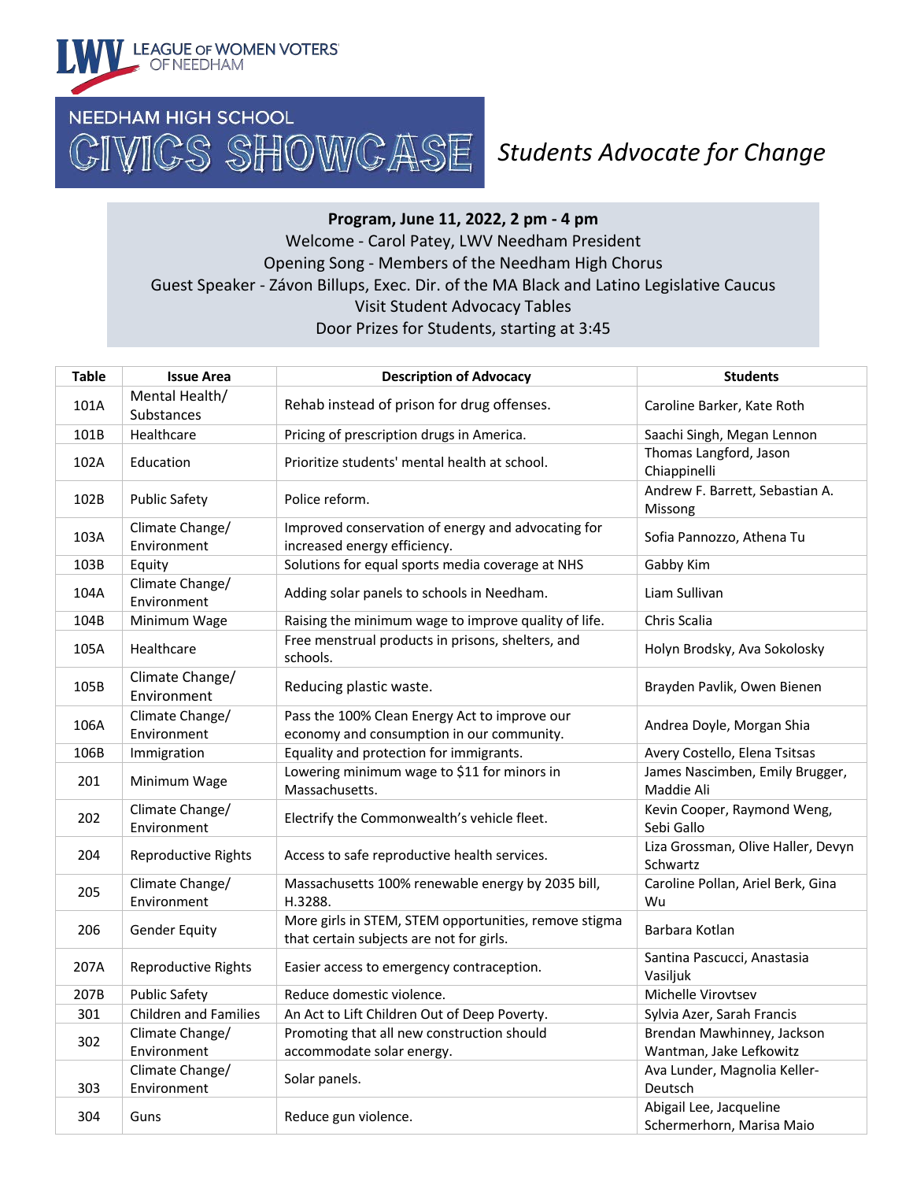LEAGUE OF WOMEN VOTERS OF NEEDHAM

# NEEDHAM HIGH SCHOOL CIVICS SHOWCASE

*Students Advocate for Change*

**Program, June 11, 2022, 2 pm - 4 pm**

Welcome - Carol Patey, LWV Needham President

Opening Song - Members of the Needham High Chorus

Guest Speaker - Závon Billups, Exec. Dir. of the MA Black and Latino Legislative Caucus

Visit Student Advocacy Tables

Door Prizes for Students, starting at 3:45

| Table | Issue Area | Description of Advocacy | Students |
|---|---|---|---|
| 101A | Mental Health/ Substances | Rehab instead of prison for drug offenses. | Caroline Barker, Kate Roth |
| 101B | Healthcare | Pricing of prescription drugs in America. | Saachi Singh, Megan Lennon |
| 102A | Education | Prioritize students' mental health at school. | Thomas Langford, Jason Chiappinelli |
| 102B | Public Safety | Police reform. | Andrew F. Barrett, Sebastian A. Missong |
| 103A | Climate Change/ Environment | Improved conservation of energy and advocating for increased energy efficiency. | Sofia Pannozzo, Athena Tu |
| 103B | Equity | Solutions for equal sports media coverage at NHS | Gabby Kim |
| 104A | Climate Change/ Environment | Adding solar panels to schools in Needham. | Liam Sullivan |
| 104B | Minimum Wage | Raising the minimum wage to improve quality of life. | Chris Scalia |
| 105A | Healthcare | Free menstrual products in prisons, shelters, and schools. | Holyn Brodsky, Ava Sokolosky |
| 105B | Climate Change/ Environment | Reducing plastic waste. | Brayden Pavlik, Owen Bienen |
| 106A | Climate Change/ Environment | Pass the 100% Clean Energy Act to improve our economy and consumption in our community. | Andrea Doyle, Morgan Shia |
| 106B | Immigration | Equality and protection for immigrants. | Avery Costello, Elena Tsitsas |
| 201 | Minimum Wage | Lowering minimum wage to $11 for minors in Massachusetts. | James Nascimben, Emily Brugger, Maddie Ali |
| 202 | Climate Change/ Environment | Electrify the Commonwealth's vehicle fleet. | Kevin Cooper, Raymond Weng, Sebi Gallo |
| 204 | Reproductive Rights | Access to safe reproductive health services. | Liza Grossman, Olive Haller, Devyn Schwartz |
| 205 | Climate Change/ Environment | Massachusetts 100% renewable energy by 2035 bill, H.3288. | Caroline Pollan, Ariel Berk, Gina Wu |
| 206 | Gender Equity | More girls in STEM, STEM opportunities, remove stigma that certain subjects are not for girls. | Barbara Kotlan |
| 207A | Reproductive Rights | Easier access to emergency contraception. | Santina Pascucci, Anastasia Vasiljuk |
| 207B | Public Safety | Reduce domestic violence. | Michelle Virovtsev |
| 301 | Children and Families | An Act to Lift Children Out of Deep Poverty. | Sylvia Azer, Sarah Francis |
| 302 | Climate Change/ Environment | Promoting that all new construction should accommodate solar energy. | Brendan Mawhinney, Jackson Wantman, Jake Lefkowitz |
| 303 | Climate Change/ Environment | Solar panels. | Ava Lunder, Magnolia Keller-Deutsch |
| 304 | Guns | Reduce gun violence. | Abigail Lee, Jacqueline Schermerhorn, Marisa Maio |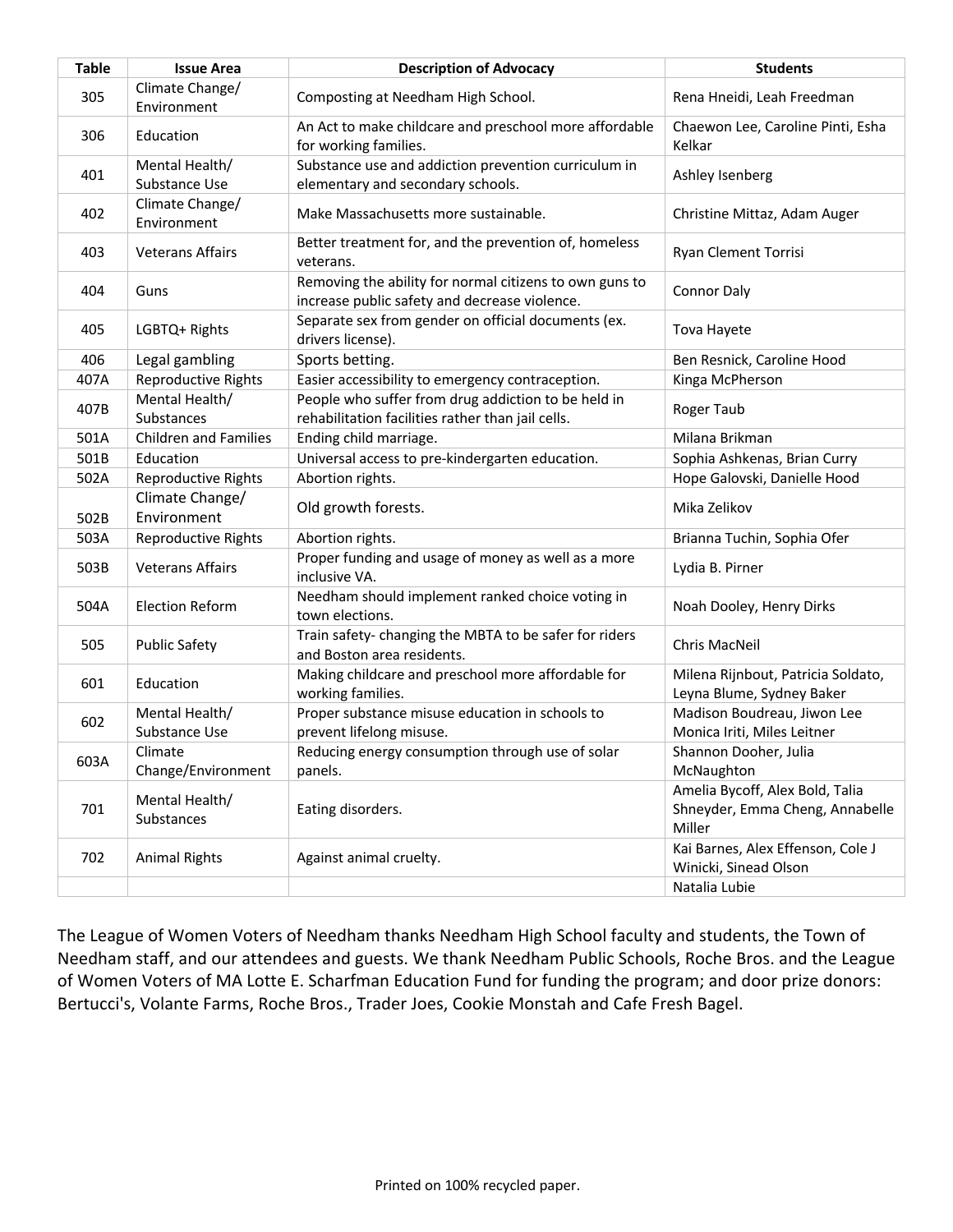| Table | Issue Area | Description of Advocacy | Students |
|---|---|---|---|
| 305 | Climate Change/ Environment | Composting at Needham High School. | Rena Hneidi, Leah Freedman |
| 306 | Education | An Act to make childcare and preschool more affordable for working families. | Chaewon Lee, Caroline Pinti, Esha Kelkar |
| 401 | Mental Health/ Substance Use | Substance use and addiction prevention curriculum in elementary and secondary schools. | Ashley Isenberg |
| 402 | Climate Change/ Environment | Make Massachusetts more sustainable. | Christine Mittaz, Adam Auger |
| 403 | Veterans Affairs | Better treatment for, and the prevention of, homeless veterans. | Ryan Clement Torrisi |
| 404 | Guns | Removing the ability for normal citizens to own guns to increase public safety and decrease violence. | Connor Daly |
| 405 | LGBTQ+ Rights | Separate sex from gender on official documents (ex. drivers license). | Tova Hayete |
| 406 | Legal gambling | Sports betting. | Ben Resnick, Caroline Hood |
| 407A | Reproductive Rights | Easier accessibility to emergency contraception. | Kinga McPherson |
| 407B | Mental Health/ Substances | People who suffer from drug addiction to be held in rehabilitation facilities rather than jail cells. | Roger Taub |
| 501A | Children and Families | Ending child marriage. | Milana Brikman |
| 501B | Education | Universal access to pre-kindergarten education. | Sophia Ashkenas, Brian Curry |
| 502A | Reproductive Rights | Abortion rights. | Hope Galovski, Danielle Hood |
| 502B | Climate Change/ Environment | Old growth forests. | Mika Zelikov |
| 503A | Reproductive Rights | Abortion rights. | Brianna Tuchin, Sophia Ofer |
| 503B | Veterans Affairs | Proper funding and usage of money as well as a more inclusive VA. | Lydia B. Pirner |
| 504A | Election Reform | Needham should implement ranked choice voting in town elections. | Noah Dooley, Henry Dirks |
| 505 | Public Safety | Train safety- changing the MBTA to be safer for riders and Boston area residents. | Chris MacNeil |
| 601 | Education | Making childcare and preschool more affordable for working families. | Milena Rijnbout, Patricia Soldato, Leyna Blume, Sydney Baker |
| 602 | Mental Health/ Substance Use | Proper substance misuse education in schools to prevent lifelong misuse. | Madison Boudreau, Jiwon Lee Monica Iriti, Miles Leitner |
| 603A | Climate Change/Environment | Reducing energy consumption through use of solar panels. | Shannon Dooher, Julia McNaughton |
| 701 | Mental Health/ Substances | Eating disorders. | Amelia Bycoff, Alex Bold, Talia Shneyder, Emma Cheng, Annabelle Miller |
| 702 | Animal Rights | Against animal cruelty. | Kai Barnes, Alex Effenson, Cole J Winicki, Sinead Olson |
| | | | Natalia Lubie |

The League of Women Voters of Needham thanks Needham High School faculty and students, the Town of Needham staff, and our attendees and guests. We thank Needham Public Schools, Roche Bros. and the League of Women Voters of MA Lotte E. Scharfman Education Fund for funding the program; and door prize donors: Bertucci's, Volante Farms, Roche Bros., Trader Joes, Cookie Monstah and Cafe Fresh Bagel.

Printed on 100% recycled paper.